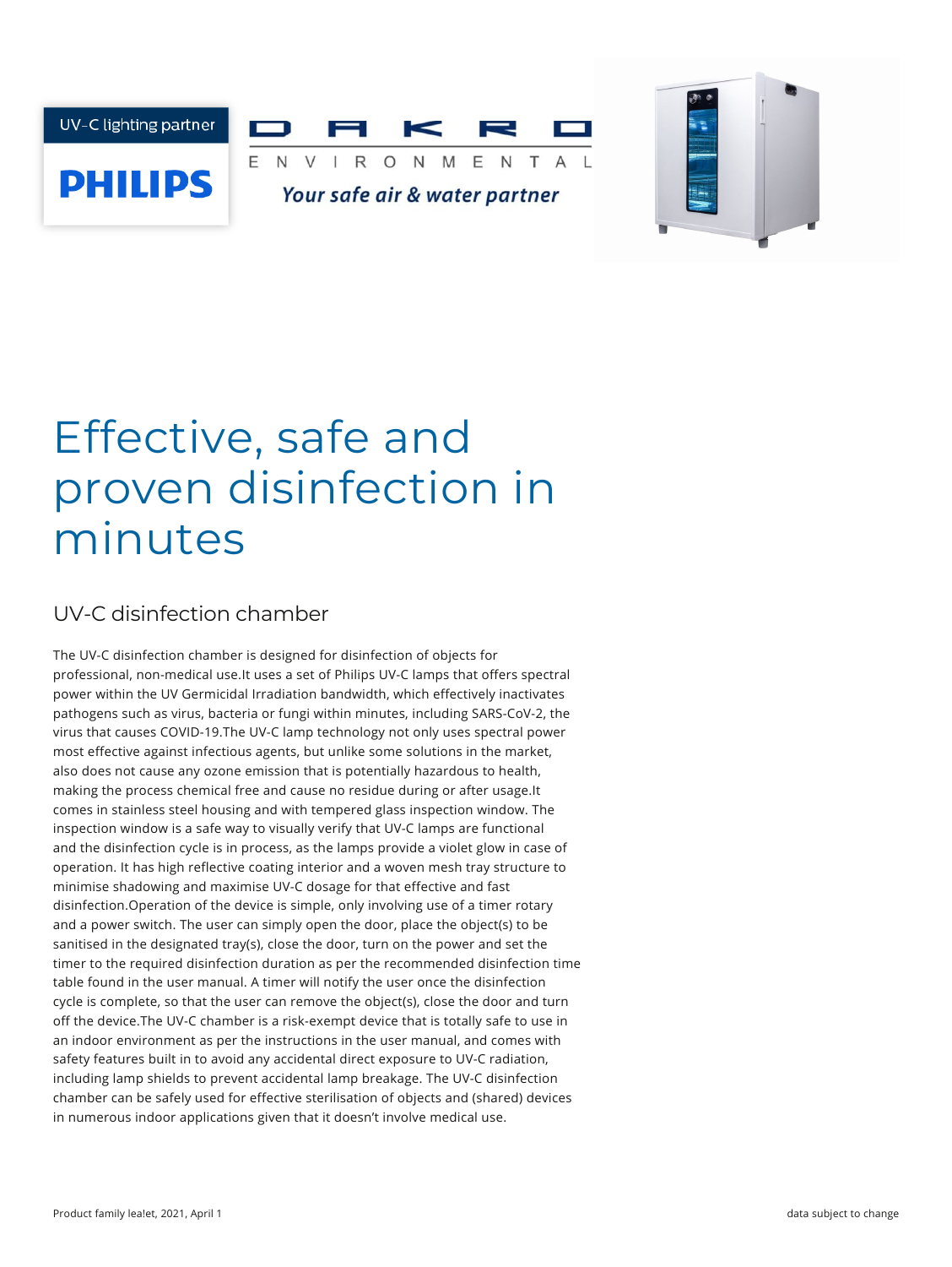UV-C lighting partner

PHILIPS

DAKRO ENVIRONMENTAL

*Your safe air & water partner*

# Effective, safe and proven disinfection in minutes

## UV-C disinfection chamber

The UV-C disinfection chamber is designed for disinfection of objects for professional, non-medical use.It uses a set of Philips UV-C lamps that offers spectral power within the UV Germicidal Irradiation bandwidth, which effectively inactivates pathogens such as virus, bacteria or fungi within minutes, including SARS-CoV-2, the virus that causes COVID-19.The UV-C lamp technology not only uses spectral power most effective against infectious agents, but unlike some solutions in the market, also does not cause any ozone emission that is potentially hazardous to health, making the process chemical free and cause no residue during or after usage.It comes in stainless steel housing and with tempered glass inspection window. The inspection window is a safe way to visually verify that UV-C lamps are functional and the disinfection cycle is in process, as the lamps provide a violet glow in case of operation. It has high reflective coating interior and a woven mesh tray structure to minimise shadowing and maximise UV-C dosage for that effective and fast disinfection.Operation of the device is simple, only involving use of a timer rotary and a power switch. The user can simply open the door, place the object(s) to be sanitised in the designated tray(s), close the door, turn on the power and set the timer to the required disinfection duration as per the recommended disinfection time table found in the user manual. A timer will notify the user once the disinfection cycle is complete, so that the user can remove the object(s), close the door and turn off the device.The UV-C chamber is a risk-exempt device that is totally safe to use in an indoor environment as per the instructions in the user manual, and comes with safety features built in to avoid any accidental direct exposure to UV-C radiation, including lamp shields to prevent accidental lamp breakage. The UV-C disinfection chamber can be safely used for effective sterilisation of objects and (shared) devices in numerous indoor applications given that it doesn't involve medical use.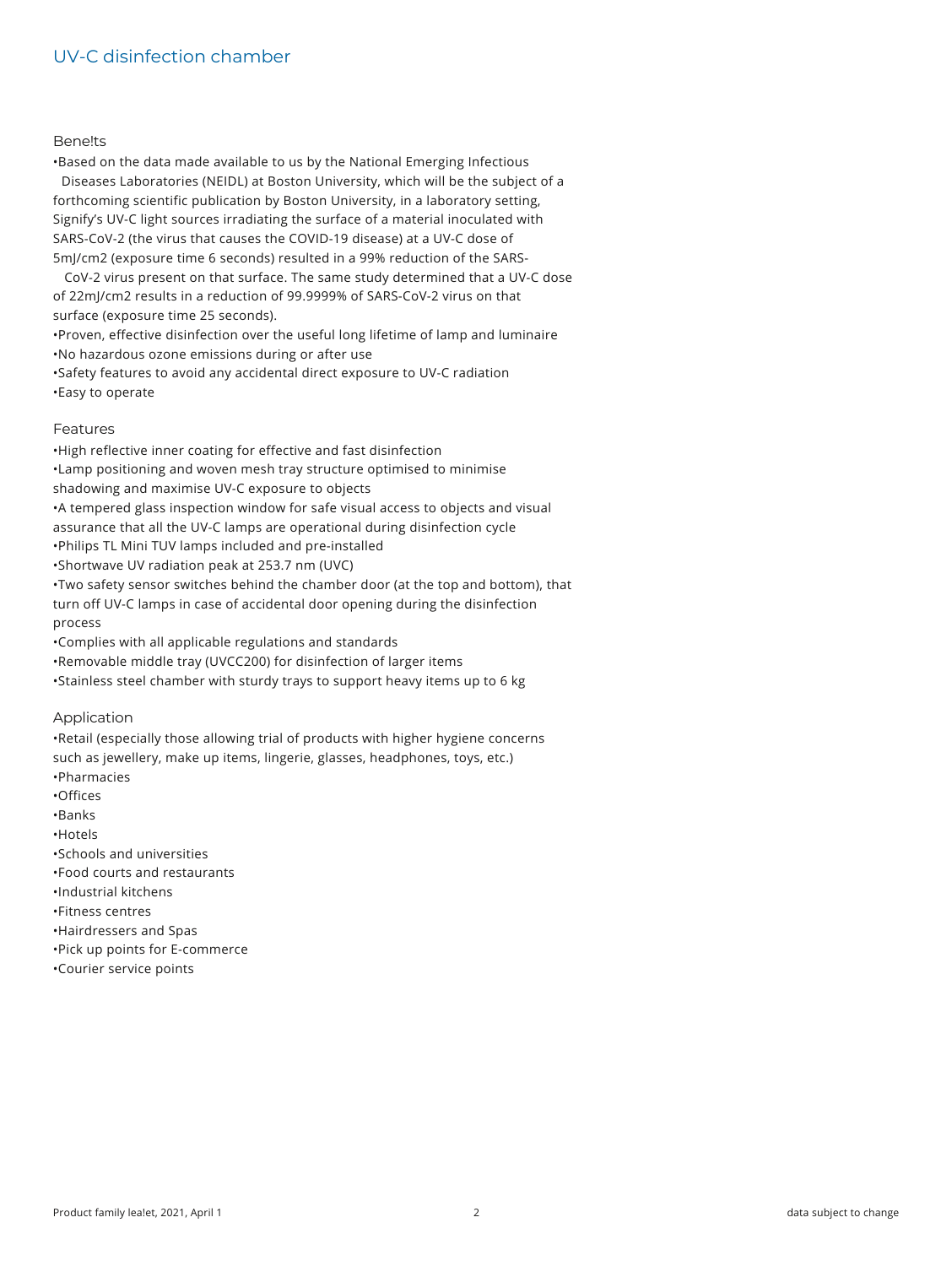## UV-C disinfection chamber

### Bene!ts

- Based on the data made available to us by the National Emerging Infectious Diseases Laboratories (NEIDL) at Boston University, which will be the subject of a forthcoming scientific publication by Boston University, in a laboratory setting, Signify's UV-C light sources irradiating the surface of a material inoculated with SARS-CoV-2 (the virus that causes the COVID-19 disease) at a UV-C dose of 5mJ/cm2 (exposure time 6 seconds) resulted in a 99% reduction of the SARS-CoV-2 virus present on that surface. The same study determined that a UV-C dose of 22mJ/cm2 results in a reduction of 99.9999% of SARS-CoV-2 virus on that surface (exposure time 25 seconds).
- Proven, effective disinfection over the useful long lifetime of lamp and luminaire
- No hazardous ozone emissions during or after use
- Safety features to avoid any accidental direct exposure to UV-C radiation
- Easy to operate

### Features

- High reflective inner coating for effective and fast disinfection
- Lamp positioning and woven mesh tray structure optimised to minimise shadowing and maximise UV-C exposure to objects
- A tempered glass inspection window for safe visual access to objects and visual assurance that all the UV-C lamps are operational during disinfection cycle
- Philips TL Mini TUV lamps included and pre-installed
- Shortwave UV radiation peak at 253.7 nm (UVC)
- Two safety sensor switches behind the chamber door (at the top and bottom), that turn off UV-C lamps in case of accidental door opening during the disinfection process
- Complies with all applicable regulations and standards
- Removable middle tray (UVCC200) for disinfection of larger items
- Stainless steel chamber with sturdy trays to support heavy items up to 6 kg

### Application

- Retail (especially those allowing trial of products with higher hygiene concerns such as jewellery, make up items, lingerie, glasses, headphones, toys, etc.)
- Pharmacies
- Offices
- Banks
- Hotels
- Schools and universities
- Food courts and restaurants
- Industrial kitchens
- Fitness centres
- Hairdressers and Spas
- Pick up points for E-commerce
- Courier service points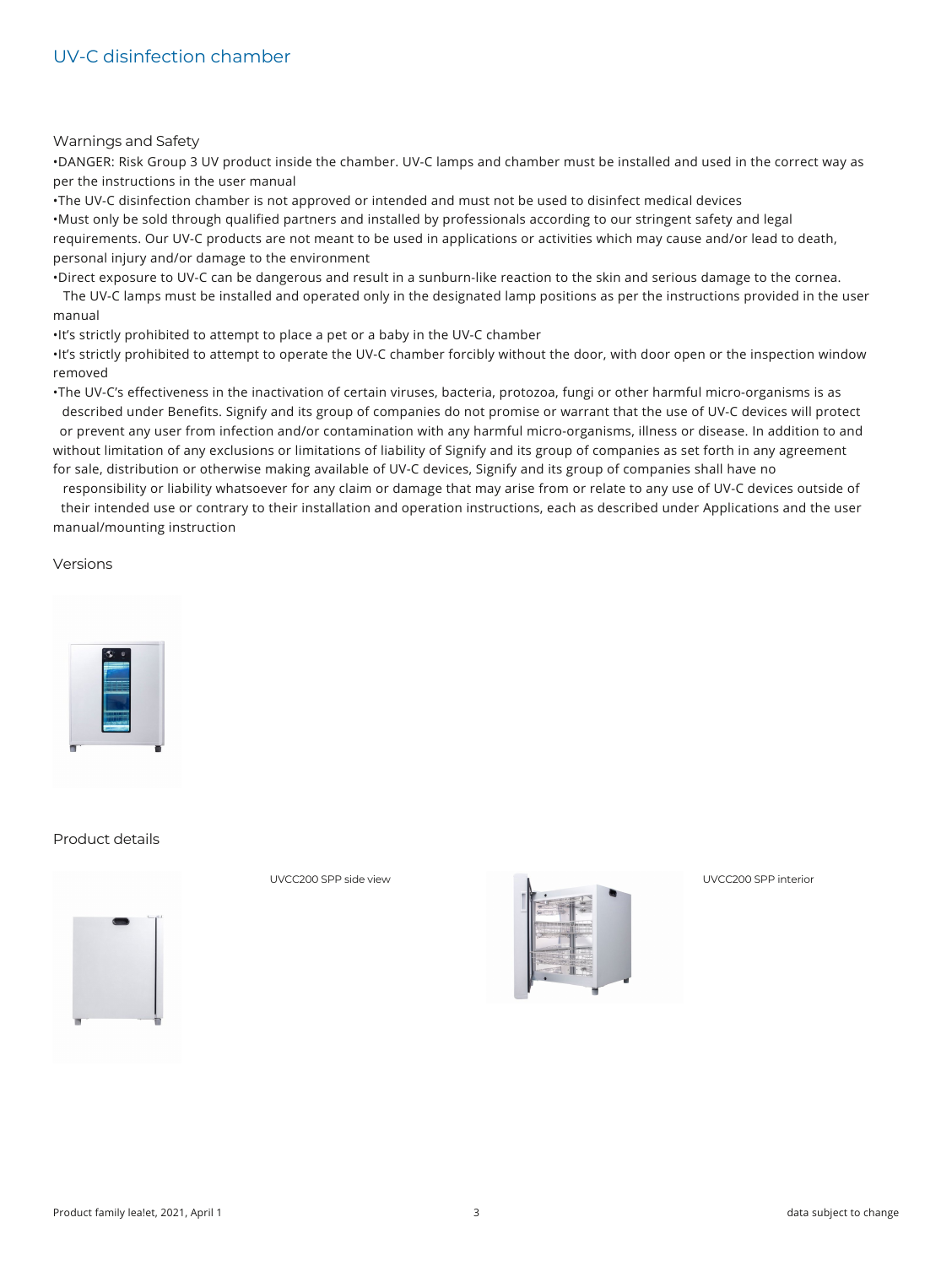## UV-C disinfection chamber

### Warnings and Safety

- DANGER: Risk Group 3 UV product inside the chamber. UV-C lamps and chamber must be installed and used in the correct way as per the instructions in the user manual
- The UV-C disinfection chamber is not approved or intended and must not be used to disinfect medical devices
- Must only be sold through qualified partners and installed by professionals according to our stringent safety and legal requirements. Our UV-C products are not meant to be used in applications or activities which may cause and/or lead to death, personal injury and/or damage to the environment
- Direct exposure to UV-C can be dangerous and result in a sunburn-like reaction to the skin and serious damage to the cornea. The UV-C lamps must be installed and operated only in the designated lamp positions as per the instructions provided in the user manual
- It's strictly prohibited to attempt to place a pet or a baby in the UV-C chamber
- It's strictly prohibited to attempt to operate the UV-C chamber forcibly without the door, with door open or the inspection window removed
- The UV-C's effectiveness in the inactivation of certain viruses, bacteria, protozoa, fungi or other harmful micro-organisms is as described under Benefits. Signify and its group of companies do not promise or warrant that the use of UV-C devices will protect or prevent any user from infection and/or contamination with any harmful micro-organisms, illness or disease. In addition to and without limitation of any exclusions or limitations of liability of Signify and its group of companies as set forth in any agreement for sale, distribution or otherwise making available of UV-C devices, Signify and its group of companies shall have no responsibility or liability whatsoever for any claim or damage that may arise from or relate to any use of UV-C devices outside of their intended use or contrary to their installation and operation instructions, each as described under Applications and the user manual/mounting instruction

### Versions

### Product details

UVCC200 SPP side view

UVCC200 SPP interior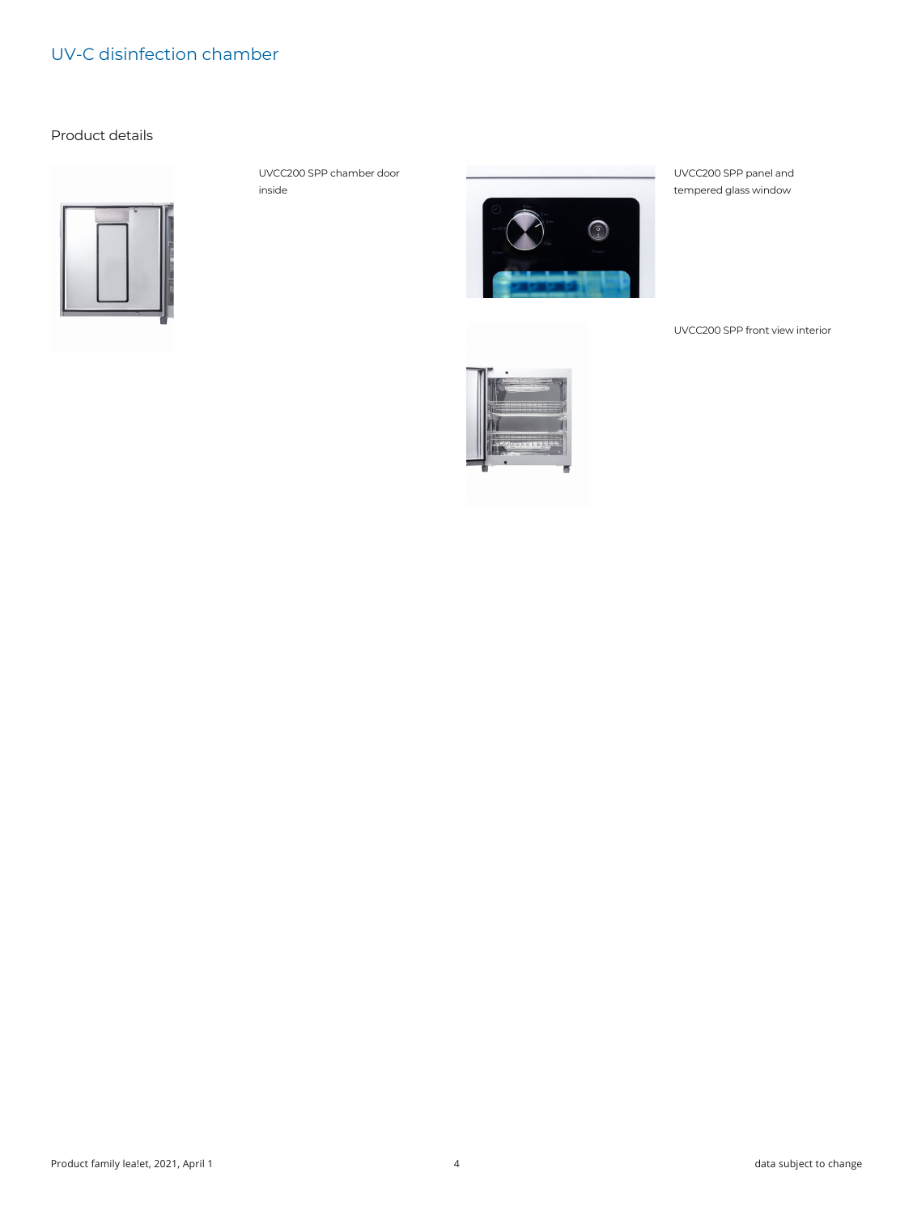# UV-C disinfection chamber

## Product details

UVCC200 SPP chamber door inside

UVCC200 SPP panel and tempered glass window

UVCC200 SPP front view interior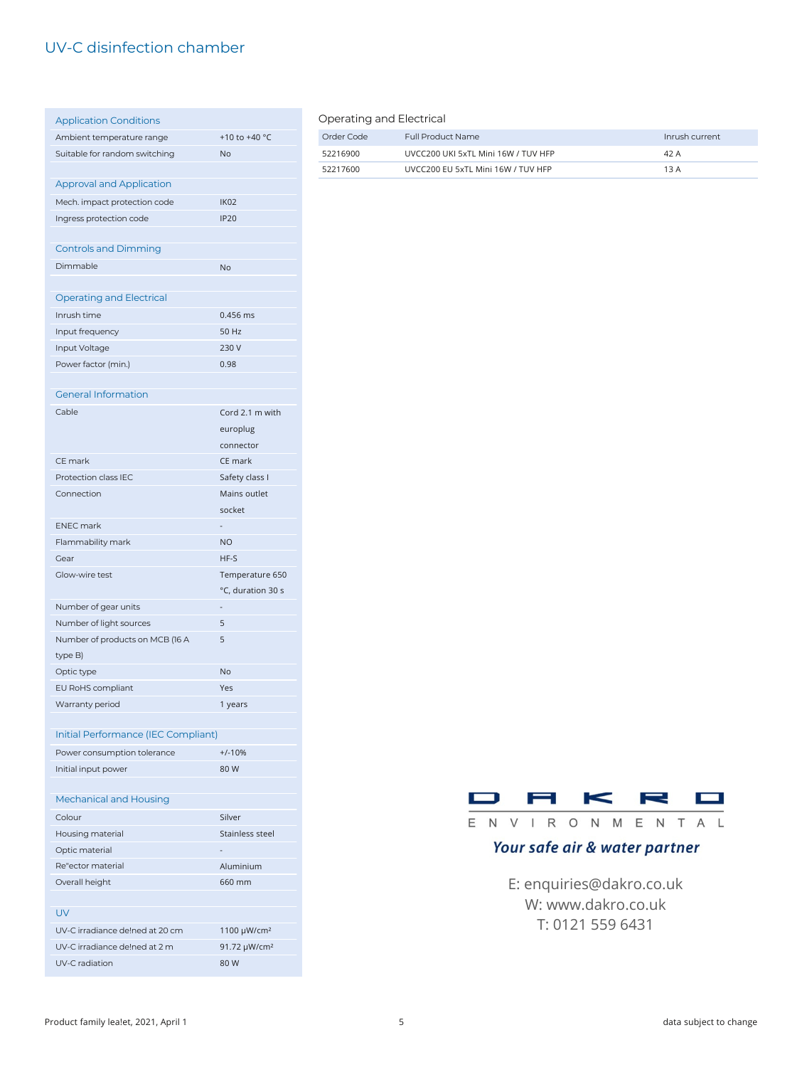# UV-C disinfection chamber

## Application Conditions

| | |
|---|---|
| Ambient temperature range | +10 to +40 °C |
| Suitable for random switching | No |

## Approval and Application

| | |
|---|---|
| Mech. impact protection code | IK02 |
| Ingress protection code | IP20 |

## Controls and Dimming

| | |
|---|---|
| Dimmable | No |

## Operating and Electrical

| | |
|---|---|
| Inrush time | 0.456 ms |
| Input frequency | 50 Hz |
| Input Voltage | 230 V |
| Power factor (min.) | 0.98 |

## General Information

| | |
|---|---|
| Cable | Cord 2.1 m with europlug connector |
| CE mark | CE mark |
| Protection class IEC | Safety class I |
| Connection | Mains outlet socket |
| ENEC mark | - |
| Flammability mark | NO |
| Gear | HF-S |
| Glow-wire test | Temperature 650 °C, duration 30 s |
| Number of gear units | - |
| Number of light sources | 5 |
| Number of products on MCB (16 A type B) | 5 |
| Optic type | No |
| EU RoHS compliant | Yes |
| Warranty period | 1 years |

## Initial Performance (IEC Compliant)

| | |
|---|---|
| Power consumption tolerance | +/-10% |
| Initial input power | 80 W |

## Mechanical and Housing

| | |
|---|---|
| Colour | Silver |
| Housing material | Stainless steel |
| Optic material | - |
| Re"ector material | Aluminium |
| Overall height | 660 mm |

## UV

| | |
|---|---|
| UV-C irradiance de!ned at 20 cm | 1100 μW/cm² |
| UV-C irradiance de!ned at 2 m | 91.72 μW/cm² |
| UV-C radiation | 80 W |

## Operating and Electrical

| Order Code | Full Product Name | Inrush current |
|---|---|---|
| 52216900 | UVCC200 UKI 5xTL Mini 16W / TUV HFP | 42 A |
| 52217600 | UVCC200 EU 5xTL Mini 16W / TUV HFP | 13 A |

DAKRO ENVIRONMENTAL

*Your safe air & water partner*

E: enquiries@dakro.co.uk
W: www.dakro.co.uk
T: 0121 559 6431

Product family lea!et, 2021, April 1

data subject to change